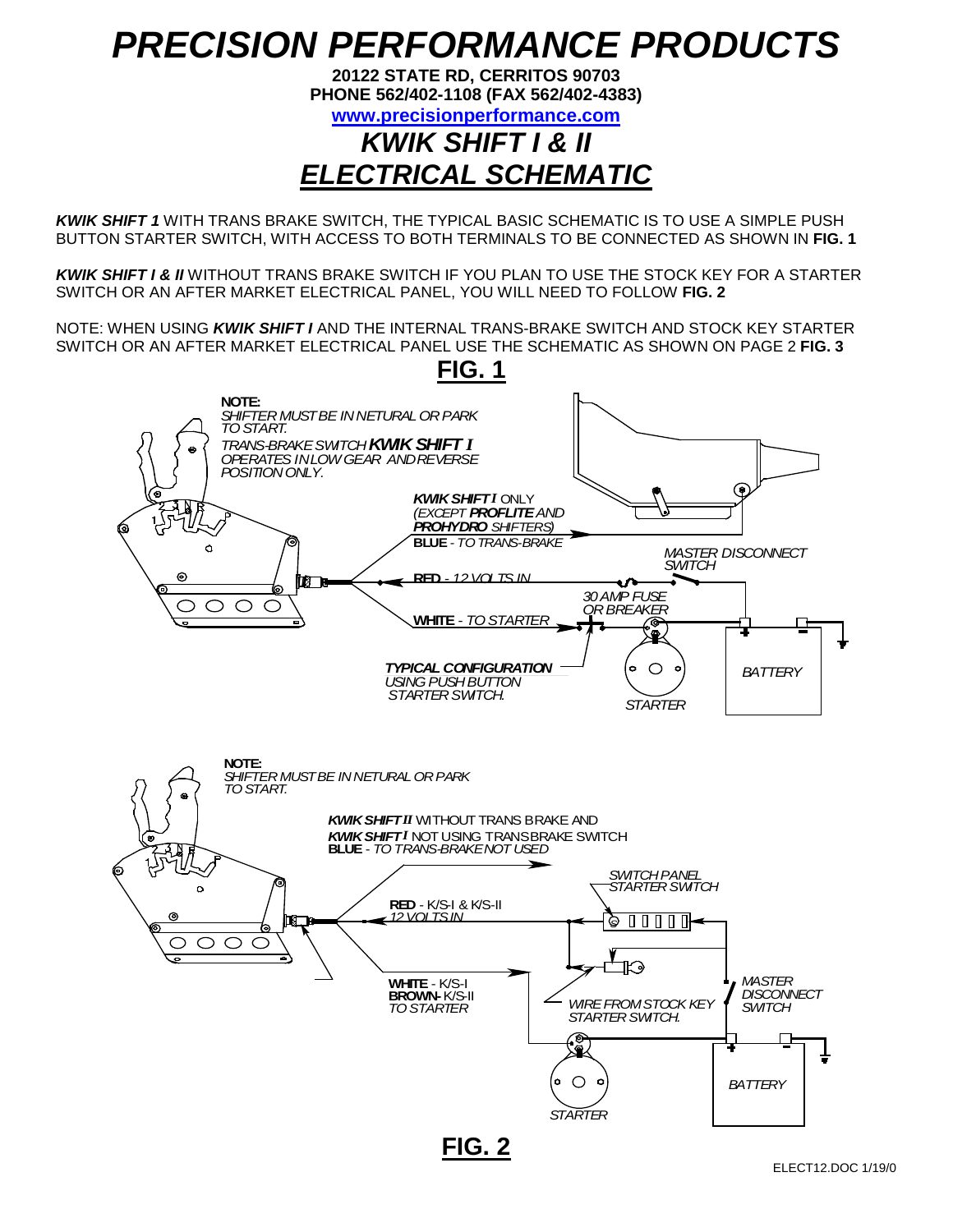# PRECISION PERFORMANCE PRODUCTS

**20122 STATE RD, CERRITOS 90703**
**PHONE 562/402-1108 (FAX 562/402-4383)**
**www.precisionperformance.com**

## *KWIK SHIFT I & II*
## *ELECTRICAL SCHEMATIC*

***KWIK SHIFT 1*** WITH TRANS BRAKE SWITCH, THE TYPICAL BASIC SCHEMATIC IS TO USE A SIMPLE PUSH BUTTON STARTER SWITCH, WITH ACCESS TO BOTH TERMINALS TO BE CONNECTED AS SHOWN IN **FIG. 1**

***KWIK SHIFT I & II*** WITHOUT TRANS BRAKE SWITCH IF YOU PLAN TO USE THE STOCK KEY FOR A STARTER SWITCH OR AN AFTER MARKET ELECTRICAL PANEL, YOU WILL NEED TO FOLLOW **FIG. 2**

NOTE: WHEN USING ***KWIK SHIFT I*** AND THE INTERNAL TRANS-BRAKE SWITCH AND STOCK KEY STARTER SWITCH OR AN AFTER MARKET ELECTRICAL PANEL USE THE SCHEMATIC AS SHOWN ON PAGE 2 **FIG. 3**

**FIG. 1**

**NOTE:**
*SHIFTER MUST BE IN NETURAL OR PARK TO START.*
*TRANS-BRAKE SWITCH* ***KWIK SHIFT I*** *OPERATES IN LOW GEAR AND REVERSE POSITION ONLY.*

***KWIK SHIFT I*** ONLY *(EXCEPT* ***PROFLITE*** *AND* ***PROHYDRO*** *SHIFTERS)*
**BLUE** - *TO TRANS-BRAKE*
**RED** - *12 VOLTS IN*
**WHITE** - *TO STARTER*
*MASTER DISCONNECT SWITCH*
*30 AMP FUSE OR BREAKER*
***TYPICAL CONFIGURATION*** *USING PUSH BUTTON STARTER SWITCH.*
*STARTER*
*BATTERY*

**NOTE:**
*SHIFTER MUST BE IN NETURAL OR PARK TO START.*

***KWIK SHIFT II*** WITHOUT TRANS BRAKE AND
***KWIK SHIFT I*** NOT USING TRANS BRAKE SWITCH
**BLUE** - *TO TRANS-BRAKE NOT USED*
*SWITCH PANEL STARTER SWITCH*
**RED** - K/S-I & K/S-II *12 VOLTS IN*
**WHITE** - K/S-I
**BROWN**- K/S-II
*TO STARTER*
*WIRE FROM STOCK KEY STARTER SWITCH.*
*MASTER DISCONNECT SWITCH*
*STARTER*
*BATTERY*

**FIG. 2**

ELECT12.DOC 1/19/0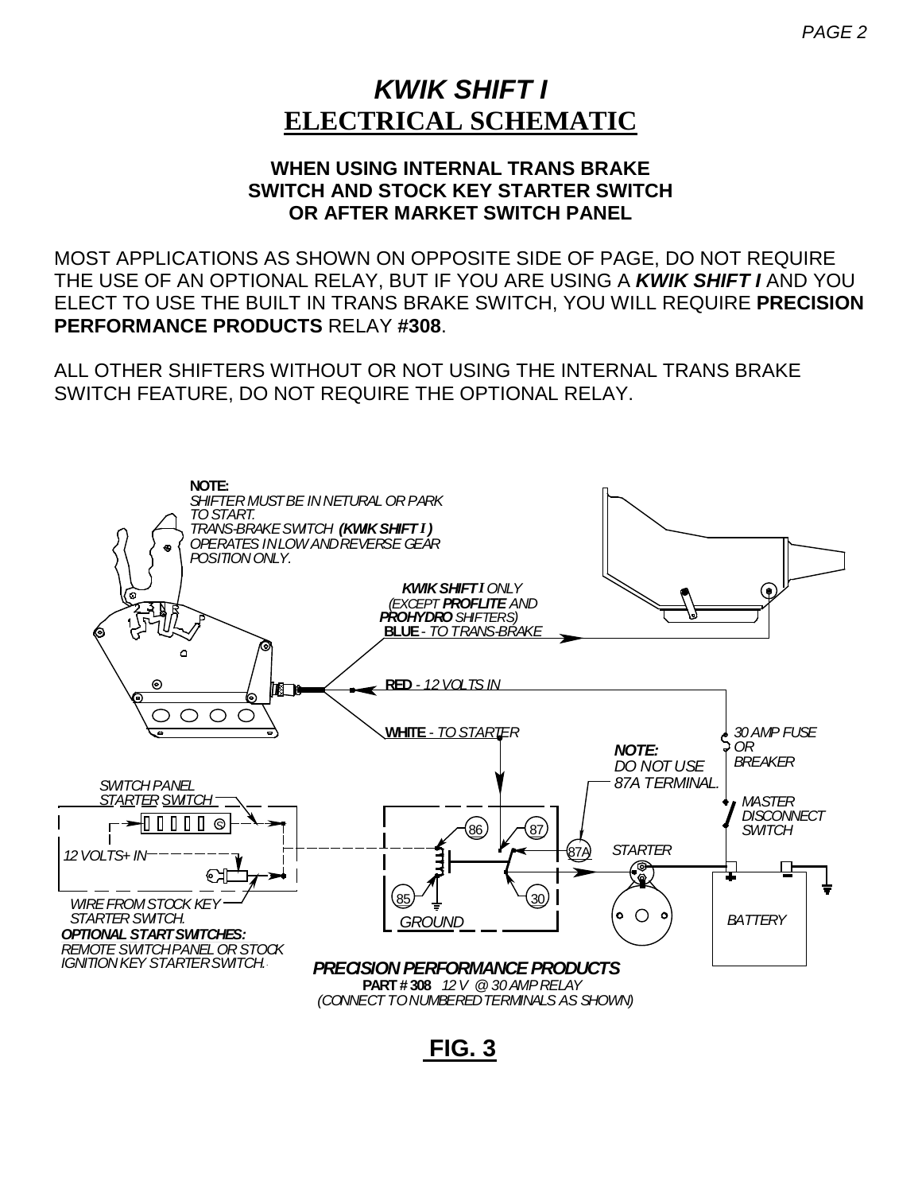# *KWIK SHIFT I*

## ELECTRICAL SCHEMATIC

**WHEN USING INTERNAL TRANS BRAKE SWITCH AND STOCK KEY STARTER SWITCH OR AFTER MARKET SWITCH PANEL**

MOST APPLICATIONS AS SHOWN ON OPPOSITE SIDE OF PAGE, DO NOT REQUIRE THE USE OF AN OPTIONAL RELAY, BUT IF YOU ARE USING A ***KWIK SHIFT I*** AND YOU ELECT TO USE THE BUILT IN TRANS BRAKE SWITCH, YOU WILL REQUIRE **PRECISION PERFORMANCE PRODUCTS** RELAY **#308**.

ALL OTHER SHIFTERS WITHOUT OR NOT USING THE INTERNAL TRANS BRAKE SWITCH FEATURE, DO NOT REQUIRE THE OPTIONAL RELAY.

**NOTE:**
*SHIFTER MUST BE IN NETURAL OR PARK TO START.*
*TRANS-BRAKE SWITCH **(KWIK SHIFT I)** OPERATES IN LOW AND REVERSE GEAR POSITION ONLY.*

***KWIK SHIFT I** ONLY (EXCEPT **PROFLITE** AND **PROHYDRO** SHIFTERS)*
**BLUE** - *TO TRANS-BRAKE*

**RED** - *12 VOLTS IN*

**WHITE** - *TO STARTER*

*30 AMP FUSE OR BREAKER*

***NOTE:** DO NOT USE 87A TERMINAL.*

*MASTER DISCONNECT SWITCH*

*SWITCH PANEL STARTER SWITCH*

*12 VOLTS+ IN*

86 87 87A 85 30

*STARTER*

*GROUND*

*BATTERY*

*WIRE FROM STOCK KEY STARTER SWITCH.*

***OPTIONAL START SWITCHES:***
*REMOTE SWITCH PANEL OR STOCK IGNITION KEY STARTER SWITCH.*

***PRECISION PERFORMANCE PRODUCTS***
**PART # 308** *12 V @ 30 AMP RELAY*
*(CONNECT TO NUMBERED TERMINALS AS SHOWN)*

**FIG. 3**